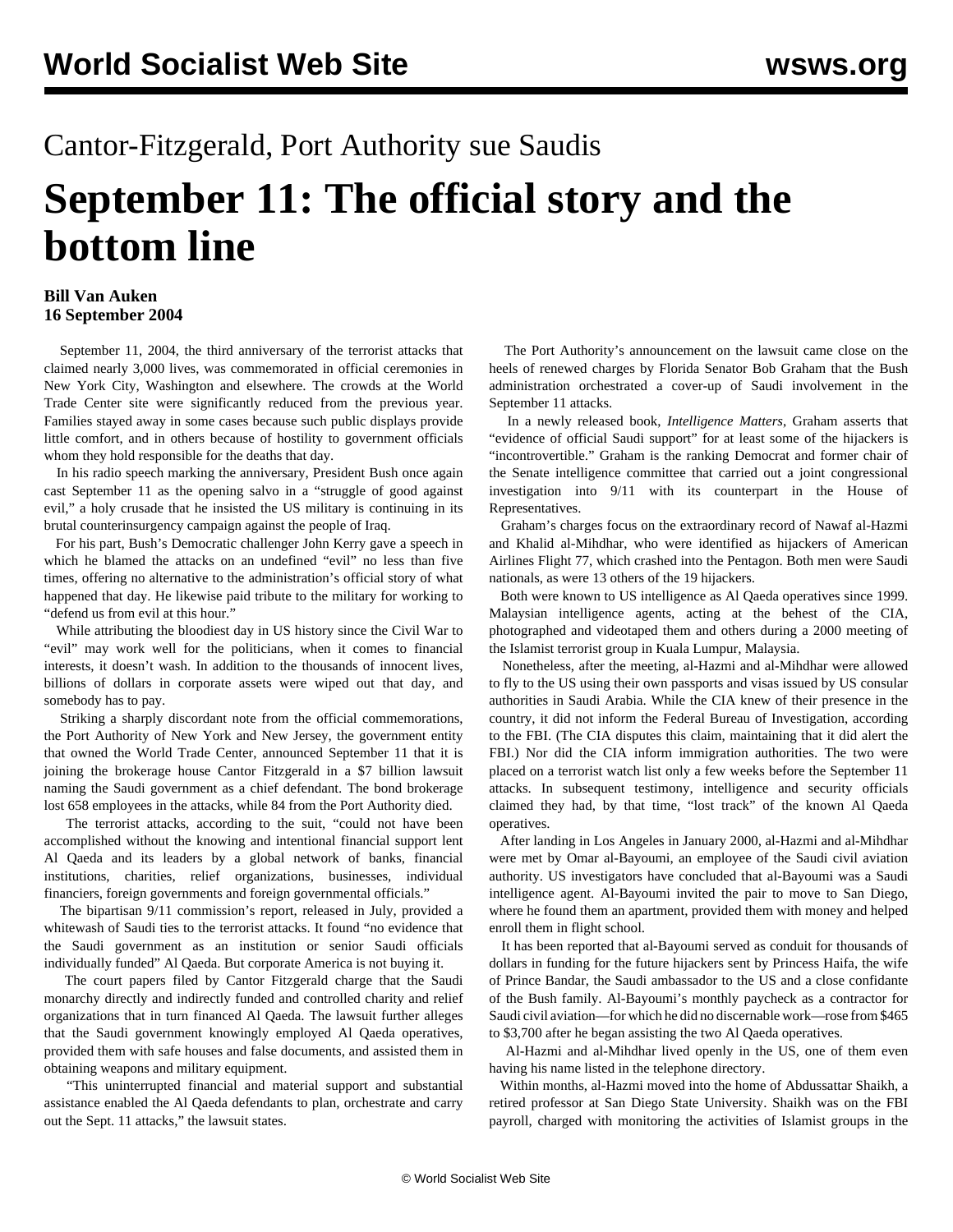Cantor-Fitzgerald, Port Authority sue Saudis

# September 11: The official story and the bottom line

**Bill Van Auken**
**16 September 2004**

September 11, 2004, the third anniversary of the terrorist attacks that claimed nearly 3,000 lives, was commemorated in official ceremonies in New York City, Washington and elsewhere. The crowds at the World Trade Center site were significantly reduced from the previous year. Families stayed away in some cases because such public displays provide little comfort, and in others because of hostility to government officials whom they hold responsible for the deaths that day.

In his radio speech marking the anniversary, President Bush once again cast September 11 as the opening salvo in a "struggle of good against evil," a holy crusade that he insisted the US military is continuing in its brutal counterinsurgency campaign against the people of Iraq.

For his part, Bush's Democratic challenger John Kerry gave a speech in which he blamed the attacks on an undefined "evil" no less than five times, offering no alternative to the administration's official story of what happened that day. He likewise paid tribute to the military for working to "defend us from evil at this hour."

While attributing the bloodiest day in US history since the Civil War to "evil" may work well for the politicians, when it comes to financial interests, it doesn't wash. In addition to the thousands of innocent lives, billions of dollars in corporate assets were wiped out that day, and somebody has to pay.

Striking a sharply discordant note from the official commemorations, the Port Authority of New York and New Jersey, the government entity that owned the World Trade Center, announced September 11 that it is joining the brokerage house Cantor Fitzgerald in a $7 billion lawsuit naming the Saudi government as a chief defendant. The bond brokerage lost 658 employees in the attacks, while 84 from the Port Authority died.

The terrorist attacks, according to the suit, "could not have been accomplished without the knowing and intentional financial support lent Al Qaeda and its leaders by a global network of banks, financial institutions, charities, relief organizations, businesses, individual financiers, foreign governments and foreign governmental officials."

The bipartisan 9/11 commission's report, released in July, provided a whitewash of Saudi ties to the terrorist attacks. It found "no evidence that the Saudi government as an institution or senior Saudi officials individually funded" Al Qaeda. But corporate America is not buying it.

The court papers filed by Cantor Fitzgerald charge that the Saudi monarchy directly and indirectly funded and controlled charity and relief organizations that in turn financed Al Qaeda. The lawsuit further alleges that the Saudi government knowingly employed Al Qaeda operatives, provided them with safe houses and false documents, and assisted them in obtaining weapons and military equipment.

"This uninterrupted financial and material support and substantial assistance enabled the Al Qaeda defendants to plan, orchestrate and carry out the Sept. 11 attacks," the lawsuit states.

The Port Authority's announcement on the lawsuit came close on the heels of renewed charges by Florida Senator Bob Graham that the Bush administration orchestrated a cover-up of Saudi involvement in the September 11 attacks.

In a newly released book, *Intelligence Matters*, Graham asserts that "evidence of official Saudi support" for at least some of the hijackers is "incontrovertible." Graham is the ranking Democrat and former chair of the Senate intelligence committee that carried out a joint congressional investigation into 9/11 with its counterpart in the House of Representatives.

Graham's charges focus on the extraordinary record of Nawaf al-Hazmi and Khalid al-Mihdhar, who were identified as hijackers of American Airlines Flight 77, which crashed into the Pentagon. Both men were Saudi nationals, as were 13 others of the 19 hijackers.

Both were known to US intelligence as Al Qaeda operatives since 1999. Malaysian intelligence agents, acting at the behest of the CIA, photographed and videotaped them and others during a 2000 meeting of the Islamist terrorist group in Kuala Lumpur, Malaysia.

Nonetheless, after the meeting, al-Hazmi and al-Mihdhar were allowed to fly to the US using their own passports and visas issued by US consular authorities in Saudi Arabia. While the CIA knew of their presence in the country, it did not inform the Federal Bureau of Investigation, according to the FBI. (The CIA disputes this claim, maintaining that it did alert the FBI.) Nor did the CIA inform immigration authorities. The two were placed on a terrorist watch list only a few weeks before the September 11 attacks. In subsequent testimony, intelligence and security officials claimed they had, by that time, "lost track" of the known Al Qaeda operatives.

After landing in Los Angeles in January 2000, al-Hazmi and al-Mihdhar were met by Omar al-Bayoumi, an employee of the Saudi civil aviation authority. US investigators have concluded that al-Bayoumi was a Saudi intelligence agent. Al-Bayoumi invited the pair to move to San Diego, where he found them an apartment, provided them with money and helped enroll them in flight school.

It has been reported that al-Bayoumi served as conduit for thousands of dollars in funding for the future hijackers sent by Princess Haifa, the wife of Prince Bandar, the Saudi ambassador to the US and a close confidante of the Bush family. Al-Bayoumi's monthly paycheck as a contractor for Saudi civil aviation—for which he did no discernable work—rose from $465 to $3,700 after he began assisting the two Al Qaeda operatives.

Al-Hazmi and al-Mihdhar lived openly in the US, one of them even having his name listed in the telephone directory.

Within months, al-Hazmi moved into the home of Abdussattar Shaikh, a retired professor at San Diego State University. Shaikh was on the FBI payroll, charged with monitoring the activities of Islamist groups in the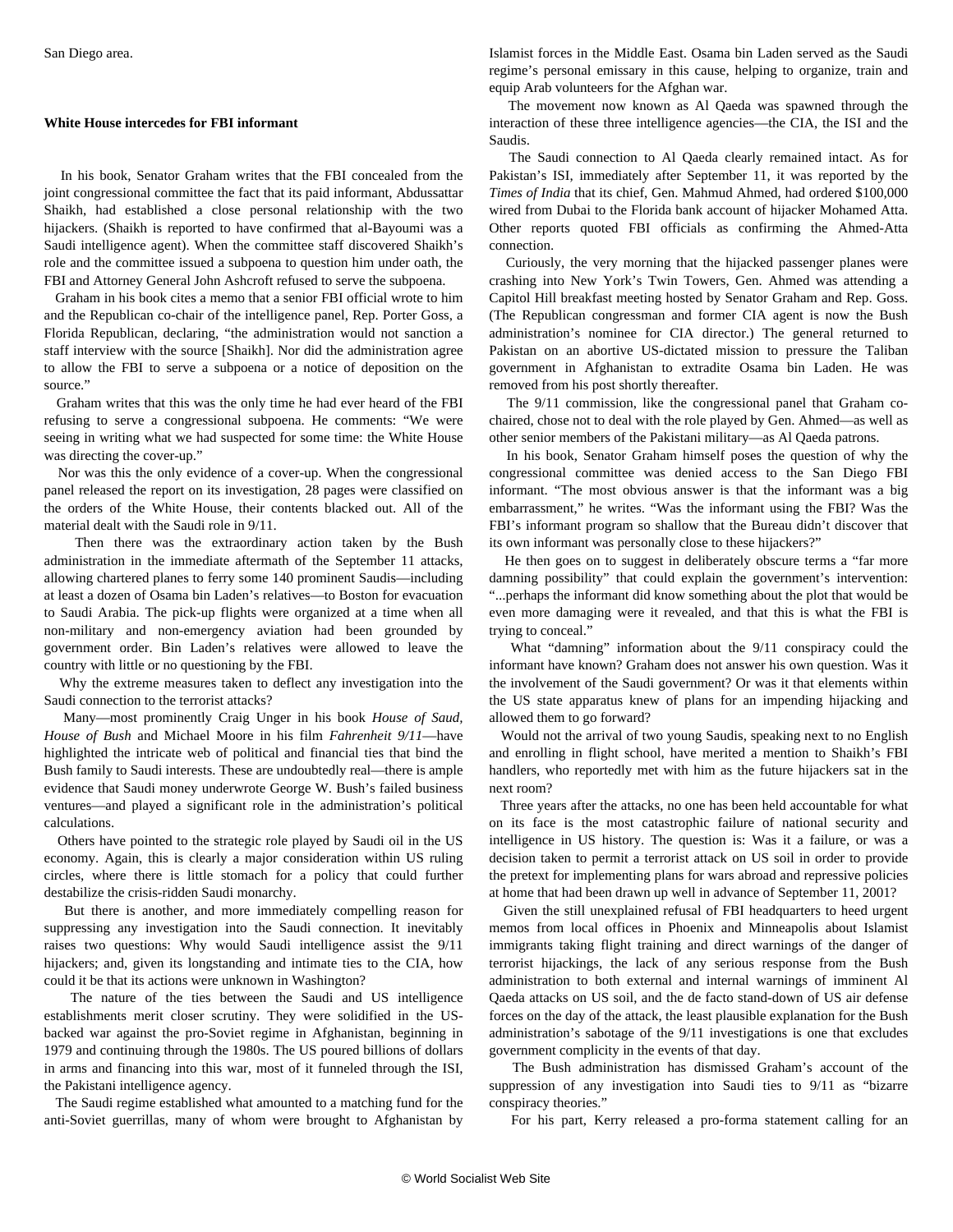San Diego area.

**White House intercedes for FBI informant**

In his book, Senator Graham writes that the FBI concealed from the joint congressional committee the fact that its paid informant, Abdussattar Shaikh, had established a close personal relationship with the two hijackers. (Shaikh is reported to have confirmed that al-Bayoumi was a Saudi intelligence agent). When the committee staff discovered Shaikh's role and the committee issued a subpoena to question him under oath, the FBI and Attorney General John Ashcroft refused to serve the subpoena.

Graham in his book cites a memo that a senior FBI official wrote to him and the Republican co-chair of the intelligence panel, Rep. Porter Goss, a Florida Republican, declaring, "the administration would not sanction a staff interview with the source [Shaikh]. Nor did the administration agree to allow the FBI to serve a subpoena or a notice of deposition on the source."

Graham writes that this was the only time he had ever heard of the FBI refusing to serve a congressional subpoena. He comments: "We were seeing in writing what we had suspected for some time: the White House was directing the cover-up."

Nor was this the only evidence of a cover-up. When the congressional panel released the report on its investigation, 28 pages were classified on the orders of the White House, their contents blacked out. All of the material dealt with the Saudi role in 9/11.

Then there was the extraordinary action taken by the Bush administration in the immediate aftermath of the September 11 attacks, allowing chartered planes to ferry some 140 prominent Saudis—including at least a dozen of Osama bin Laden's relatives—to Boston for evacuation to Saudi Arabia. The pick-up flights were organized at a time when all non-military and non-emergency aviation had been grounded by government order. Bin Laden's relatives were allowed to leave the country with little or no questioning by the FBI.

Why the extreme measures taken to deflect any investigation into the Saudi connection to the terrorist attacks?

Many—most prominently Craig Unger in his book *House of Saud, House of Bush* and Michael Moore in his film *Fahrenheit 9/11*—have highlighted the intricate web of political and financial ties that bind the Bush family to Saudi interests. These are undoubtedly real—there is ample evidence that Saudi money underwrote George W. Bush's failed business ventures—and played a significant role in the administration's political calculations.

Others have pointed to the strategic role played by Saudi oil in the US economy. Again, this is clearly a major consideration within US ruling circles, where there is little stomach for a policy that could further destabilize the crisis-ridden Saudi monarchy.

But there is another, and more immediately compelling reason for suppressing any investigation into the Saudi connection. It inevitably raises two questions: Why would Saudi intelligence assist the 9/11 hijackers; and, given its longstanding and intimate ties to the CIA, how could it be that its actions were unknown in Washington?

The nature of the ties between the Saudi and US intelligence establishments merit closer scrutiny. They were solidified in the US-backed war against the pro-Soviet regime in Afghanistan, beginning in 1979 and continuing through the 1980s. The US poured billions of dollars in arms and financing into this war, most of it funneled through the ISI, the Pakistani intelligence agency.

The Saudi regime established what amounted to a matching fund for the anti-Soviet guerrillas, many of whom were brought to Afghanistan by Islamist forces in the Middle East. Osama bin Laden served as the Saudi regime's personal emissary in this cause, helping to organize, train and equip Arab volunteers for the Afghan war.

The movement now known as Al Qaeda was spawned through the interaction of these three intelligence agencies—the CIA, the ISI and the Saudis.

The Saudi connection to Al Qaeda clearly remained intact. As for Pakistan's ISI, immediately after September 11, it was reported by the *Times of India* that its chief, Gen. Mahmud Ahmed, had ordered $100,000 wired from Dubai to the Florida bank account of hijacker Mohamed Atta. Other reports quoted FBI officials as confirming the Ahmed-Atta connection.

Curiously, the very morning that the hijacked passenger planes were crashing into New York's Twin Towers, Gen. Ahmed was attending a Capitol Hill breakfast meeting hosted by Senator Graham and Rep. Goss. (The Republican congressman and former CIA agent is now the Bush administration's nominee for CIA director.) The general returned to Pakistan on an abortive US-dictated mission to pressure the Taliban government in Afghanistan to extradite Osama bin Laden. He was removed from his post shortly thereafter.

The 9/11 commission, like the congressional panel that Graham co-chaired, chose not to deal with the role played by Gen. Ahmed—as well as other senior members of the Pakistani military—as Al Qaeda patrons.

In his book, Senator Graham himself poses the question of why the congressional committee was denied access to the San Diego FBI informant. "The most obvious answer is that the informant was a big embarrassment," he writes. "Was the informant using the FBI? Was the FBI's informant program so shallow that the Bureau didn't discover that its own informant was personally close to these hijackers?"

He then goes on to suggest in deliberately obscure terms a "far more damning possibility" that could explain the government's intervention: "...perhaps the informant did know something about the plot that would be even more damaging were it revealed, and that this is what the FBI is trying to conceal."

What "damning" information about the 9/11 conspiracy could the informant have known? Graham does not answer his own question. Was it the involvement of the Saudi government? Or was it that elements within the US state apparatus knew of plans for an impending hijacking and allowed them to go forward?

Would not the arrival of two young Saudis, speaking next to no English and enrolling in flight school, have merited a mention to Shaikh's FBI handlers, who reportedly met with him as the future hijackers sat in the next room?

Three years after the attacks, no one has been held accountable for what on its face is the most catastrophic failure of national security and intelligence in US history. The question is: Was it a failure, or was a decision taken to permit a terrorist attack on US soil in order to provide the pretext for implementing plans for wars abroad and repressive policies at home that had been drawn up well in advance of September 11, 2001?

Given the still unexplained refusal of FBI headquarters to heed urgent memos from local offices in Phoenix and Minneapolis about Islamist immigrants taking flight training and direct warnings of the danger of terrorist hijackings, the lack of any serious response from the Bush administration to both external and internal warnings of imminent Al Qaeda attacks on US soil, and the de facto stand-down of US air defense forces on the day of the attack, the least plausible explanation for the Bush administration's sabotage of the 9/11 investigations is one that excludes government complicity in the events of that day.

The Bush administration has dismissed Graham's account of the suppression of any investigation into Saudi ties to 9/11 as "bizarre conspiracy theories."

For his part, Kerry released a pro-forma statement calling for an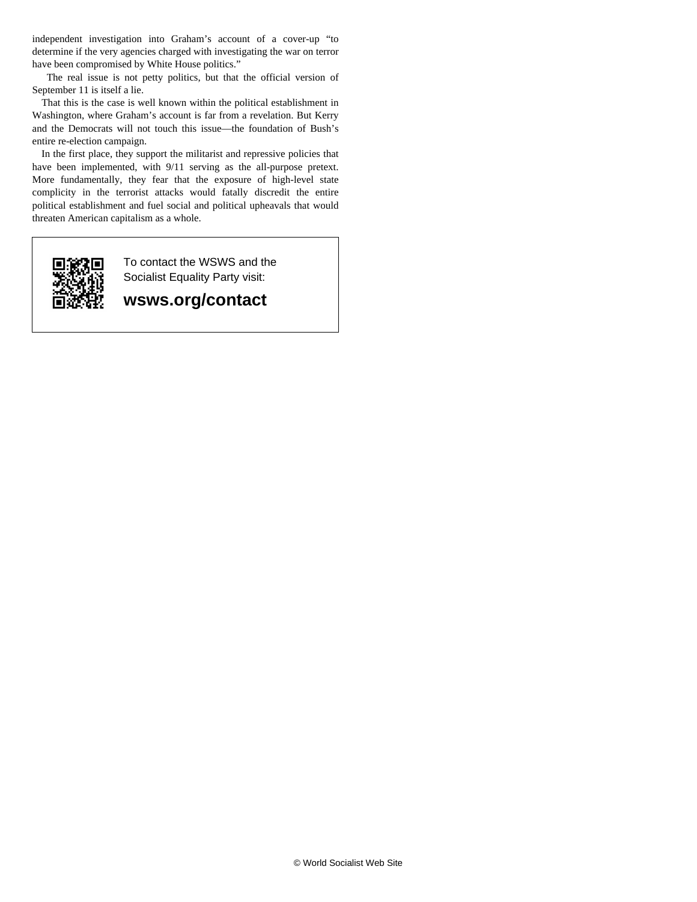independent investigation into Graham's account of a cover-up "to determine if the very agencies charged with investigating the war on terror have been compromised by White House politics."

The real issue is not petty politics, but that the official version of September 11 is itself a lie.

That this is the case is well known within the political establishment in Washington, where Graham's account is far from a revelation. But Kerry and the Democrats will not touch this issue—the foundation of Bush's entire re-election campaign.

In the first place, they support the militarist and repressive policies that have been implemented, with 9/11 serving as the all-purpose pretext. More fundamentally, they fear that the exposure of high-level state complicity in the terrorist attacks would fatally discredit the entire political establishment and fuel social and political upheavals that would threaten American capitalism as a whole.

To contact the WSWS and the Socialist Equality Party visit:

**wsws.org/contact**